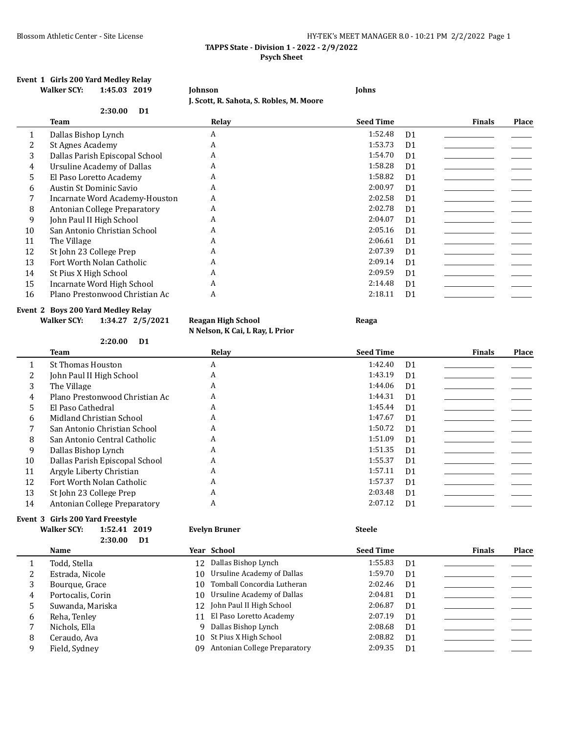**TAPPS State - Division 1 - 2022 - 2/9/2022**
**Psych Sheet**

### Event 1 Girls 200 Yard Medley Relay

**Walker SCY:** 1:45.03 2019 **Johnson** **Johns**
J. Scott, R. Sahota, S. Robles, M. Moore
2:30.00 D1

| | Team | Relay | Seed Time | | Finals | Place |
|---|---|---|---|---|---|---|
| 1 | Dallas Bishop Lynch | A | 1:52.48 | D1 | | |
| 2 | St Agnes Academy | A | 1:53.73 | D1 | | |
| 3 | Dallas Parish Episcopal School | A | 1:54.70 | D1 | | |
| 4 | Ursuline Academy of Dallas | A | 1:58.28 | D1 | | |
| 5 | El Paso Loretto Academy | A | 1:58.82 | D1 | | |
| 6 | Austin St Dominic Savio | A | 2:00.97 | D1 | | |
| 7 | Incarnate Word Academy-Houston | A | 2:02.58 | D1 | | |
| 8 | Antonian College Preparatory | A | 2:02.78 | D1 | | |
| 9 | John Paul II High School | A | 2:04.07 | D1 | | |
| 10 | San Antonio Christian School | A | 2:05.16 | D1 | | |
| 11 | The Village | A | 2:06.61 | D1 | | |
| 12 | St John 23 College Prep | A | 2:07.39 | D1 | | |
| 13 | Fort Worth Nolan Catholic | A | 2:09.14 | D1 | | |
| 14 | St Pius X High School | A | 2:09.59 | D1 | | |
| 15 | Incarnate Word High School | A | 2:14.48 | D1 | | |
| 16 | Plano Prestonwood Christian Ac | A | 2:18.11 | D1 | | |

### Event 2 Boys 200 Yard Medley Relay

**Walker SCY:** 1:34.27 2/5/2021 **Reagan High School** **Reaga**
N Nelson, K Cai, L Ray, L Prior
2:20.00 D1

| | Team | Relay | Seed Time | | Finals | Place |
|---|---|---|---|---|---|---|
| 1 | St Thomas Houston | A | 1:42.40 | D1 | | |
| 2 | John Paul II High School | A | 1:43.19 | D1 | | |
| 3 | The Village | A | 1:44.06 | D1 | | |
| 4 | Plano Prestonwood Christian Ac | A | 1:44.31 | D1 | | |
| 5 | El Paso Cathedral | A | 1:45.44 | D1 | | |
| 6 | Midland Christian School | A | 1:47.67 | D1 | | |
| 7 | San Antonio Christian School | A | 1:50.72 | D1 | | |
| 8 | San Antonio Central Catholic | A | 1:51.09 | D1 | | |
| 9 | Dallas Bishop Lynch | A | 1:51.35 | D1 | | |
| 10 | Dallas Parish Episcopal School | A | 1:55.37 | D1 | | |
| 11 | Argyle Liberty Christian | A | 1:57.11 | D1 | | |
| 12 | Fort Worth Nolan Catholic | A | 1:57.37 | D1 | | |
| 13 | St John 23 College Prep | A | 2:03.48 | D1 | | |
| 14 | Antonian College Preparatory | A | 2:07.12 | D1 | | |

### Event 3 Girls 200 Yard Freestyle

**Walker SCY:** 1:52.41 2019 **Evelyn Bruner** **Steele**
2:30.00 D1

| | Name | Year | School | Seed Time | | Finals | Place |
|---|---|---|---|---|---|---|---|
| 1 | Todd, Stella | 12 | Dallas Bishop Lynch | 1:55.83 | D1 | | |
| 2 | Estrada, Nicole | 10 | Ursuline Academy of Dallas | 1:59.70 | D1 | | |
| 3 | Bourque, Grace | 10 | Tomball Concordia Lutheran | 2:02.46 | D1 | | |
| 4 | Portocalis, Corin | 10 | Ursuline Academy of Dallas | 2:04.81 | D1 | | |
| 5 | Suwanda, Mariska | 12 | John Paul II High School | 2:06.87 | D1 | | |
| 6 | Reha, Tenley | 11 | El Paso Loretto Academy | 2:07.19 | D1 | | |
| 7 | Nichols, Ella | 9 | Dallas Bishop Lynch | 2:08.68 | D1 | | |
| 8 | Ceraudo, Ava | 10 | St Pius X High School | 2:08.82 | D1 | | |
| 9 | Field, Sydney | 09 | Antonian College Preparatory | 2:09.35 | D1 | | |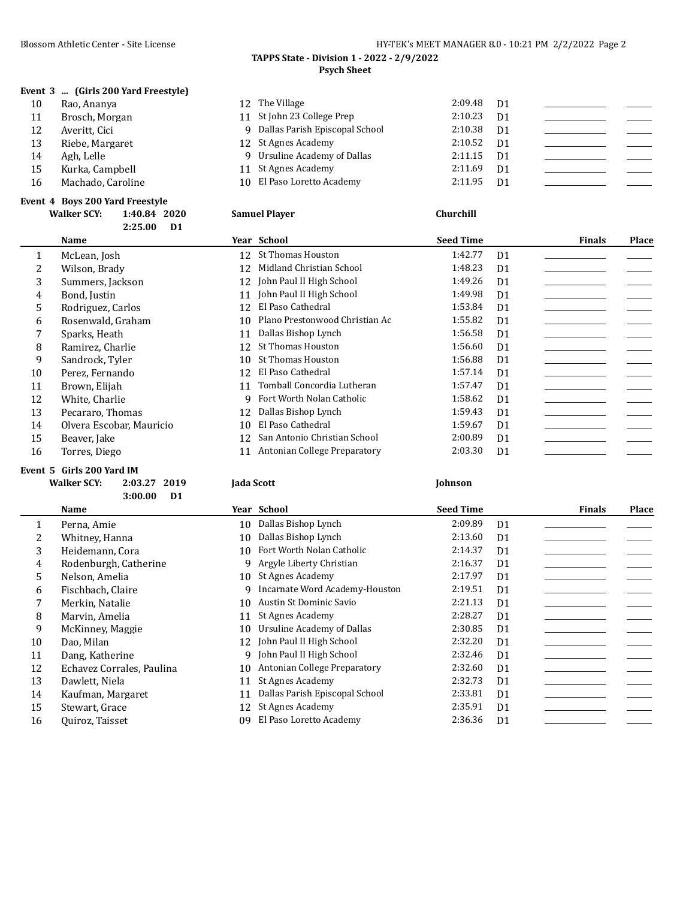**TAPPS State - Division 1 - 2022 - 2/9/2022**
**Psych Sheet**

### Event 3 ... (Girls 200 Yard Freestyle)

| | Name | Year | School | Seed Time | | Finals | Place |
|---|---|---|---|---|---|---|---|
| 10 | Rao, Ananya | 12 | The Village | 2:09.48 | D1 | | |
| 11 | Brosch, Morgan | 11 | St John 23 College Prep | 2:10.23 | D1 | | |
| 12 | Averitt, Cici | 9 | Dallas Parish Episcopal School | 2:10.38 | D1 | | |
| 13 | Riebe, Margaret | 12 | St Agnes Academy | 2:10.52 | D1 | | |
| 14 | Agh, Lelle | 9 | Ursuline Academy of Dallas | 2:11.15 | D1 | | |
| 15 | Kurka, Campbell | 11 | St Agnes Academy | 2:11.69 | D1 | | |
| 16 | Machado, Caroline | 10 | El Paso Loretto Academy | 2:11.95 | D1 | | |

### Event 4 Boys 200 Yard Freestyle

**Walker SCY: 1:40.84 2020 Samuel Player Churchill**
**2:25.00 D1**

| | Name | Year | School | Seed Time | | Finals | Place |
|---|---|---|---|---|---|---|---|
| 1 | McLean, Josh | 12 | St Thomas Houston | 1:42.77 | D1 | | |
| 2 | Wilson, Brady | 12 | Midland Christian School | 1:48.23 | D1 | | |
| 3 | Summers, Jackson | 12 | John Paul II High School | 1:49.26 | D1 | | |
| 4 | Bond, Justin | 11 | John Paul II High School | 1:49.98 | D1 | | |
| 5 | Rodriguez, Carlos | 12 | El Paso Cathedral | 1:53.84 | D1 | | |
| 6 | Rosenwald, Graham | 10 | Plano Prestonwood Christian Ac | 1:55.82 | D1 | | |
| 7 | Sparks, Heath | 11 | Dallas Bishop Lynch | 1:56.58 | D1 | | |
| 8 | Ramirez, Charlie | 12 | St Thomas Houston | 1:56.60 | D1 | | |
| 9 | Sandrock, Tyler | 10 | St Thomas Houston | 1:56.88 | D1 | | |
| 10 | Perez, Fernando | 12 | El Paso Cathedral | 1:57.14 | D1 | | |
| 11 | Brown, Elijah | 11 | Tomball Concordia Lutheran | 1:57.47 | D1 | | |
| 12 | White, Charlie | 9 | Fort Worth Nolan Catholic | 1:58.62 | D1 | | |
| 13 | Pecararo, Thomas | 12 | Dallas Bishop Lynch | 1:59.43 | D1 | | |
| 14 | Olvera Escobar, Mauricio | 10 | El Paso Cathedral | 1:59.67 | D1 | | |
| 15 | Beaver, Jake | 12 | San Antonio Christian School | 2:00.89 | D1 | | |
| 16 | Torres, Diego | 11 | Antonian College Preparatory | 2:03.30 | D1 | | |

### Event 5 Girls 200 Yard IM

**Walker SCY: 2:03.27 2019 Jada Scott Johnson**
**3:00.00 D1**

| | Name | Year | School | Seed Time | | Finals | Place |
|---|---|---|---|---|---|---|---|
| 1 | Perna, Amie | 10 | Dallas Bishop Lynch | 2:09.89 | D1 | | |
| 2 | Whitney, Hanna | 10 | Dallas Bishop Lynch | 2:13.60 | D1 | | |
| 3 | Heidemann, Cora | 10 | Fort Worth Nolan Catholic | 2:14.37 | D1 | | |
| 4 | Rodenburgh, Catherine | 9 | Argyle Liberty Christian | 2:16.37 | D1 | | |
| 5 | Nelson, Amelia | 10 | St Agnes Academy | 2:17.97 | D1 | | |
| 6 | Fischbach, Claire | 9 | Incarnate Word Academy-Houston | 2:19.51 | D1 | | |
| 7 | Merkin, Natalie | 10 | Austin St Dominic Savio | 2:21.13 | D1 | | |
| 8 | Marvin, Amelia | 11 | St Agnes Academy | 2:28.27 | D1 | | |
| 9 | McKinney, Maggie | 10 | Ursuline Academy of Dallas | 2:30.85 | D1 | | |
| 10 | Dao, Milan | 12 | John Paul II High School | 2:32.20 | D1 | | |
| 11 | Dang, Katherine | 9 | John Paul II High School | 2:32.46 | D1 | | |
| 12 | Echavez Corrales, Paulina | 10 | Antonian College Preparatory | 2:32.60 | D1 | | |
| 13 | Dawlett, Niela | 11 | St Agnes Academy | 2:32.73 | D1 | | |
| 14 | Kaufman, Margaret | 11 | Dallas Parish Episcopal School | 2:33.81 | D1 | | |
| 15 | Stewart, Grace | 12 | St Agnes Academy | 2:35.91 | D1 | | |
| 16 | Quiroz, Taisset | 09 | El Paso Loretto Academy | 2:36.36 | D1 | | |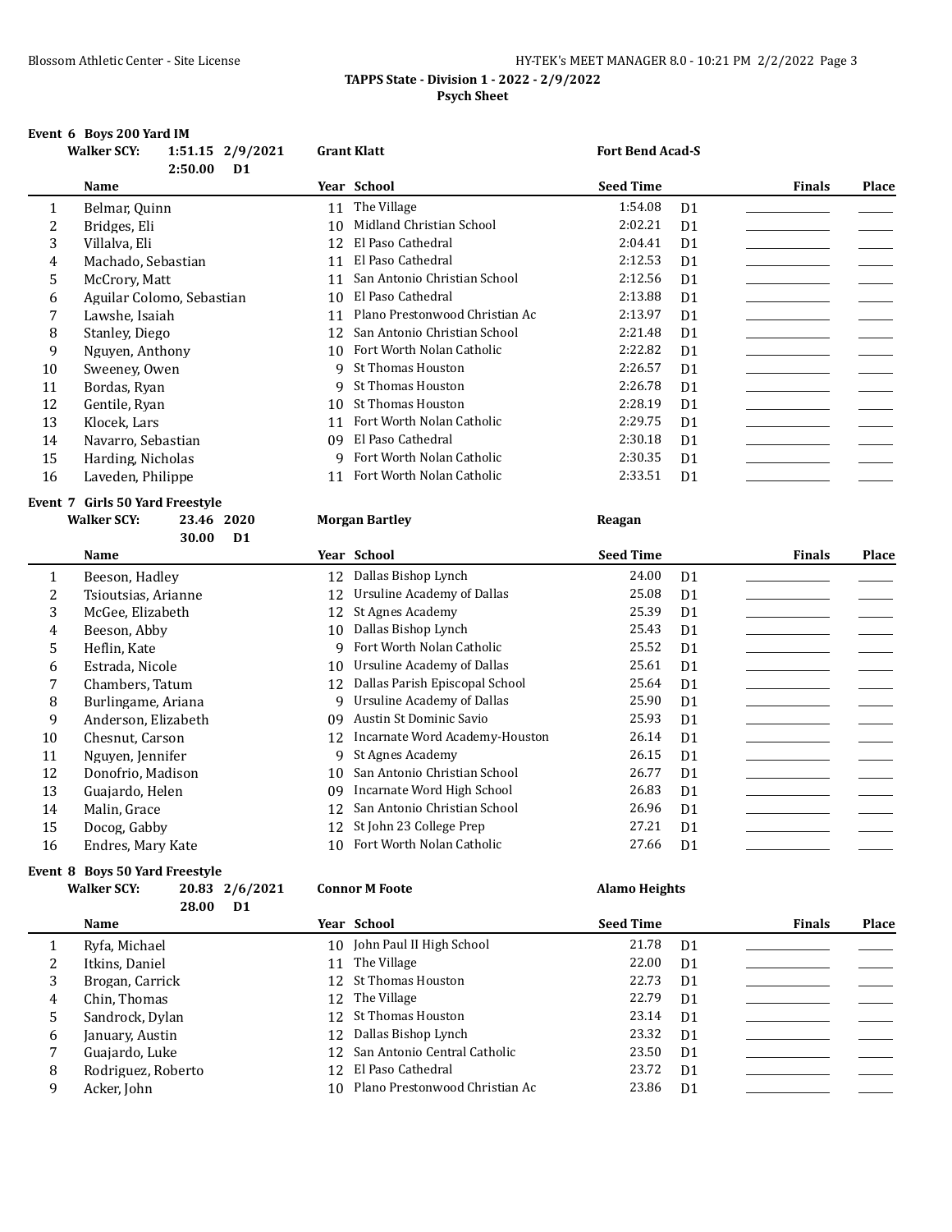**TAPPS State - Division 1 - 2022 - 2/9/2022**
**Psych Sheet**

### Event 6 Boys 200 Yard IM

**Walker SCY:** 1:51.15 2/9/2021 **Grant Klatt** **Fort Bend Acad-S**
2:50.00 **D1**

| | Name | Year | School | Seed Time | | Finals | Place |
|---|---|---|---|---|---|---|---|
| 1 | Belmar, Quinn | 11 | The Village | 1:54.08 | D1 | | |
| 2 | Bridges, Eli | 10 | Midland Christian School | 2:02.21 | D1 | | |
| 3 | Villalva, Eli | 12 | El Paso Cathedral | 2:04.41 | D1 | | |
| 4 | Machado, Sebastian | 11 | El Paso Cathedral | 2:12.53 | D1 | | |
| 5 | McCrory, Matt | 11 | San Antonio Christian School | 2:12.56 | D1 | | |
| 6 | Aguilar Colomo, Sebastian | 10 | El Paso Cathedral | 2:13.88 | D1 | | |
| 7 | Lawshe, Isaiah | 11 | Plano Prestonwood Christian Ac | 2:13.97 | D1 | | |
| 8 | Stanley, Diego | 12 | San Antonio Christian School | 2:21.48 | D1 | | |
| 9 | Nguyen, Anthony | 10 | Fort Worth Nolan Catholic | 2:22.82 | D1 | | |
| 10 | Sweeney, Owen | 9 | St Thomas Houston | 2:26.57 | D1 | | |
| 11 | Bordas, Ryan | 9 | St Thomas Houston | 2:26.78 | D1 | | |
| 12 | Gentile, Ryan | 10 | St Thomas Houston | 2:28.19 | D1 | | |
| 13 | Klocek, Lars | 11 | Fort Worth Nolan Catholic | 2:29.75 | D1 | | |
| 14 | Navarro, Sebastian | 09 | El Paso Cathedral | 2:30.18 | D1 | | |
| 15 | Harding, Nicholas | 9 | Fort Worth Nolan Catholic | 2:30.35 | D1 | | |
| 16 | Laveden, Philippe | 11 | Fort Worth Nolan Catholic | 2:33.51 | D1 | | |

### Event 7 Girls 50 Yard Freestyle

**Walker SCY:** 23.46 2020 **Morgan Bartley** **Reagan**
30.00 **D1**

| | Name | Year | School | Seed Time | | Finals | Place |
|---|---|---|---|---|---|---|---|
| 1 | Beeson, Hadley | 12 | Dallas Bishop Lynch | 24.00 | D1 | | |
| 2 | Tsioutsias, Arianne | 12 | Ursuline Academy of Dallas | 25.08 | D1 | | |
| 3 | McGee, Elizabeth | 12 | St Agnes Academy | 25.39 | D1 | | |
| 4 | Beeson, Abby | 10 | Dallas Bishop Lynch | 25.43 | D1 | | |
| 5 | Heflin, Kate | 9 | Fort Worth Nolan Catholic | 25.52 | D1 | | |
| 6 | Estrada, Nicole | 10 | Ursuline Academy of Dallas | 25.61 | D1 | | |
| 7 | Chambers, Tatum | 12 | Dallas Parish Episcopal School | 25.64 | D1 | | |
| 8 | Burlingame, Ariana | 9 | Ursuline Academy of Dallas | 25.90 | D1 | | |
| 9 | Anderson, Elizabeth | 09 | Austin St Dominic Savio | 25.93 | D1 | | |
| 10 | Chesnut, Carson | 12 | Incarnate Word Academy-Houston | 26.14 | D1 | | |
| 11 | Nguyen, Jennifer | 9 | St Agnes Academy | 26.15 | D1 | | |
| 12 | Donofrio, Madison | 10 | San Antonio Christian School | 26.77 | D1 | | |
| 13 | Guajardo, Helen | 09 | Incarnate Word High School | 26.83 | D1 | | |
| 14 | Malin, Grace | 12 | San Antonio Christian School | 26.96 | D1 | | |
| 15 | Docog, Gabby | 12 | St John 23 College Prep | 27.21 | D1 | | |
| 16 | Endres, Mary Kate | 10 | Fort Worth Nolan Catholic | 27.66 | D1 | | |

### Event 8 Boys 50 Yard Freestyle

**Walker SCY:** 20.83 2/6/2021 **Connor M Foote** **Alamo Heights**
28.00 **D1**

| | Name | Year | School | Seed Time | | Finals | Place |
|---|---|---|---|---|---|---|---|
| 1 | Ryfa, Michael | 10 | John Paul II High School | 21.78 | D1 | | |
| 2 | Itkins, Daniel | 11 | The Village | 22.00 | D1 | | |
| 3 | Brogan, Carrick | 12 | St Thomas Houston | 22.73 | D1 | | |
| 4 | Chin, Thomas | 12 | The Village | 22.79 | D1 | | |
| 5 | Sandrock, Dylan | 12 | St Thomas Houston | 23.14 | D1 | | |
| 6 | January, Austin | 12 | Dallas Bishop Lynch | 23.32 | D1 | | |
| 7 | Guajardo, Luke | 12 | San Antonio Central Catholic | 23.50 | D1 | | |
| 8 | Rodriguez, Roberto | 12 | El Paso Cathedral | 23.72 | D1 | | |
| 9 | Acker, John | 10 | Plano Prestonwood Christian Ac | 23.86 | D1 | | |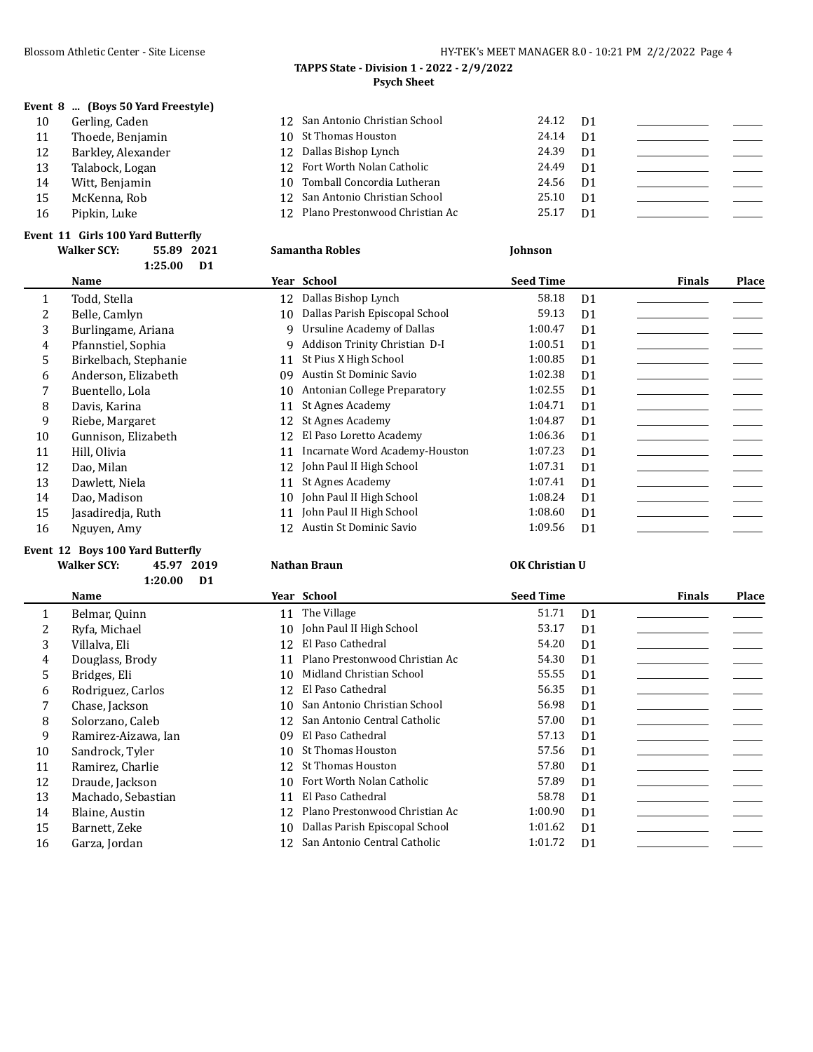TAPPS State - Division 1 - 2022 - 2/9/2022

Psych Sheet

**Event 8 ... (Boys 50 Yard Freestyle)**

| | Name | Year | School | Seed Time | | Finals | Place |
|---|---|---|---|---|---|---|---|
| 10 | Gerling, Caden | 12 | San Antonio Christian School | 24.12 | D1 | | |
| 11 | Thoede, Benjamin | 10 | St Thomas Houston | 24.14 | D1 | | |
| 12 | Barkley, Alexander | 12 | Dallas Bishop Lynch | 24.39 | D1 | | |
| 13 | Talabock, Logan | 12 | Fort Worth Nolan Catholic | 24.49 | D1 | | |
| 14 | Witt, Benjamin | 10 | Tomball Concordia Lutheran | 24.56 | D1 | | |
| 15 | McKenna, Rob | 12 | San Antonio Christian School | 25.10 | D1 | | |
| 16 | Pipkin, Luke | 12 | Plano Prestonwood Christian Ac | 25.17 | D1 | | |

**Event 11 Girls 100 Yard Butterfly**

**Walker SCY: 55.89 2021 Samantha Robles Johnson**

**1:25.00 D1**

| | Name | Year | School | Seed Time | | Finals | Place |
|---|---|---|---|---|---|---|---|
| 1 | Todd, Stella | 12 | Dallas Bishop Lynch | 58.18 | D1 | | |
| 2 | Belle, Camlyn | 10 | Dallas Parish Episcopal School | 59.13 | D1 | | |
| 3 | Burlingame, Ariana | 9 | Ursuline Academy of Dallas | 1:00.47 | D1 | | |
| 4 | Pfannstiel, Sophia | 9 | Addison Trinity Christian D-I | 1:00.51 | D1 | | |
| 5 | Birkelbach, Stephanie | 11 | St Pius X High School | 1:00.85 | D1 | | |
| 6 | Anderson, Elizabeth | 09 | Austin St Dominic Savio | 1:02.38 | D1 | | |
| 7 | Buentello, Lola | 10 | Antonian College Preparatory | 1:02.55 | D1 | | |
| 8 | Davis, Karina | 11 | St Agnes Academy | 1:04.71 | D1 | | |
| 9 | Riebe, Margaret | 12 | St Agnes Academy | 1:04.87 | D1 | | |
| 10 | Gunnison, Elizabeth | 12 | El Paso Loretto Academy | 1:06.36 | D1 | | |
| 11 | Hill, Olivia | 11 | Incarnate Word Academy-Houston | 1:07.23 | D1 | | |
| 12 | Dao, Milan | 12 | John Paul II High School | 1:07.31 | D1 | | |
| 13 | Dawlett, Niela | 11 | St Agnes Academy | 1:07.41 | D1 | | |
| 14 | Dao, Madison | 10 | John Paul II High School | 1:08.24 | D1 | | |
| 15 | Jasadiredja, Ruth | 11 | John Paul II High School | 1:08.60 | D1 | | |
| 16 | Nguyen, Amy | 12 | Austin St Dominic Savio | 1:09.56 | D1 | | |

**Event 12 Boys 100 Yard Butterfly**

**Walker SCY: 45.97 2019 Nathan Braun OK Christian U**

**1:20.00 D1**

| | Name | Year | School | Seed Time | | Finals | Place |
|---|---|---|---|---|---|---|---|
| 1 | Belmar, Quinn | 11 | The Village | 51.71 | D1 | | |
| 2 | Ryfa, Michael | 10 | John Paul II High School | 53.17 | D1 | | |
| 3 | Villalva, Eli | 12 | El Paso Cathedral | 54.20 | D1 | | |
| 4 | Douglass, Brody | 11 | Plano Prestonwood Christian Ac | 54.30 | D1 | | |
| 5 | Bridges, Eli | 10 | Midland Christian School | 55.55 | D1 | | |
| 6 | Rodriguez, Carlos | 12 | El Paso Cathedral | 56.35 | D1 | | |
| 7 | Chase, Jackson | 10 | San Antonio Christian School | 56.98 | D1 | | |
| 8 | Solorzano, Caleb | 12 | San Antonio Central Catholic | 57.00 | D1 | | |
| 9 | Ramirez-Aizawa, Ian | 09 | El Paso Cathedral | 57.13 | D1 | | |
| 10 | Sandrock, Tyler | 10 | St Thomas Houston | 57.56 | D1 | | |
| 11 | Ramirez, Charlie | 12 | St Thomas Houston | 57.80 | D1 | | |
| 12 | Draude, Jackson | 10 | Fort Worth Nolan Catholic | 57.89 | D1 | | |
| 13 | Machado, Sebastian | 11 | El Paso Cathedral | 58.78 | D1 | | |
| 14 | Blaine, Austin | 12 | Plano Prestonwood Christian Ac | 1:00.90 | D1 | | |
| 15 | Barnett, Zeke | 10 | Dallas Parish Episcopal School | 1:01.62 | D1 | | |
| 16 | Garza, Jordan | 12 | San Antonio Central Catholic | 1:01.72 | D1 | | |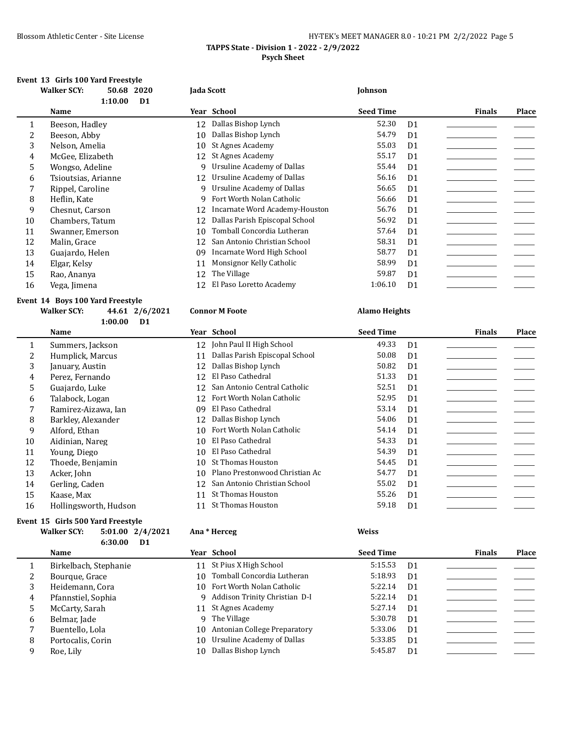**TAPPS State - Division 1 - 2022 - 2/9/2022**

**Psych Sheet**

**Event 13 Girls 100 Yard Freestyle**

**Walker SCY: 50.68 2020 Jada Scott Johnson**

**1:10.00 D1**

| | Name | Year | School | Seed Time | | Finals | Place |
|---|---|---|---|---|---|---|---|
| 1 | Beeson, Hadley | 12 | Dallas Bishop Lynch | 52.30 | D1 | | |
| 2 | Beeson, Abby | 10 | Dallas Bishop Lynch | 54.79 | D1 | | |
| 3 | Nelson, Amelia | 10 | St Agnes Academy | 55.03 | D1 | | |
| 4 | McGee, Elizabeth | 12 | St Agnes Academy | 55.17 | D1 | | |
| 5 | Wongso, Adeline | 9 | Ursuline Academy of Dallas | 55.44 | D1 | | |
| 6 | Tsioutsias, Arianne | 12 | Ursuline Academy of Dallas | 56.16 | D1 | | |
| 7 | Rippel, Caroline | 9 | Ursuline Academy of Dallas | 56.65 | D1 | | |
| 8 | Heflin, Kate | 9 | Fort Worth Nolan Catholic | 56.66 | D1 | | |
| 9 | Chesnut, Carson | 12 | Incarnate Word Academy-Houston | 56.76 | D1 | | |
| 10 | Chambers, Tatum | 12 | Dallas Parish Episcopal School | 56.92 | D1 | | |
| 11 | Swanner, Emerson | 10 | Tomball Concordia Lutheran | 57.64 | D1 | | |
| 12 | Malin, Grace | 12 | San Antonio Christian School | 58.31 | D1 | | |
| 13 | Guajardo, Helen | 09 | Incarnate Word High School | 58.77 | D1 | | |
| 14 | Elgar, Kelsy | 11 | Monsignor Kelly Catholic | 58.99 | D1 | | |
| 15 | Rao, Ananya | 12 | The Village | 59.87 | D1 | | |
| 16 | Vega, Jimena | 12 | El Paso Loretto Academy | 1:06.10 | D1 | | |

**Event 14 Boys 100 Yard Freestyle**

**Walker SCY: 44.61 2/6/2021 Connor M Foote Alamo Heights**

**1:00.00 D1**

| | Name | Year | School | Seed Time | | Finals | Place |
|---|---|---|---|---|---|---|---|
| 1 | Summers, Jackson | 12 | John Paul II High School | 49.33 | D1 | | |
| 2 | Humplick, Marcus | 11 | Dallas Parish Episcopal School | 50.08 | D1 | | |
| 3 | January, Austin | 12 | Dallas Bishop Lynch | 50.82 | D1 | | |
| 4 | Perez, Fernando | 12 | El Paso Cathedral | 51.33 | D1 | | |
| 5 | Guajardo, Luke | 12 | San Antonio Central Catholic | 52.51 | D1 | | |
| 6 | Talabock, Logan | 12 | Fort Worth Nolan Catholic | 52.95 | D1 | | |
| 7 | Ramirez-Aizawa, Ian | 09 | El Paso Cathedral | 53.14 | D1 | | |
| 8 | Barkley, Alexander | 12 | Dallas Bishop Lynch | 54.06 | D1 | | |
| 9 | Alford, Ethan | 10 | Fort Worth Nolan Catholic | 54.14 | D1 | | |
| 10 | Aidinian, Nareg | 10 | El Paso Cathedral | 54.33 | D1 | | |
| 11 | Young, Diego | 10 | El Paso Cathedral | 54.39 | D1 | | |
| 12 | Thoede, Benjamin | 10 | St Thomas Houston | 54.45 | D1 | | |
| 13 | Acker, John | 10 | Plano Prestonwood Christian Ac | 54.77 | D1 | | |
| 14 | Gerling, Caden | 12 | San Antonio Christian School | 55.02 | D1 | | |
| 15 | Kaase, Max | 11 | St Thomas Houston | 55.26 | D1 | | |
| 16 | Hollingsworth, Hudson | 11 | St Thomas Houston | 59.18 | D1 | | |

**Event 15 Girls 500 Yard Freestyle**

**Walker SCY: 5:01.00 2/4/2021 Ana * Herceg Weiss**

**6:30.00 D1**

| | Name | Year | School | Seed Time | | Finals | Place |
|---|---|---|---|---|---|---|---|
| 1 | Birkelbach, Stephanie | 11 | St Pius X High School | 5:15.53 | D1 | | |
| 2 | Bourque, Grace | 10 | Tomball Concordia Lutheran | 5:18.93 | D1 | | |
| 3 | Heidemann, Cora | 10 | Fort Worth Nolan Catholic | 5:22.14 | D1 | | |
| 4 | Pfannstiel, Sophia | 9 | Addison Trinity Christian D-I | 5:22.14 | D1 | | |
| 5 | McCarty, Sarah | 11 | St Agnes Academy | 5:27.14 | D1 | | |
| 6 | Belmar, Jade | 9 | The Village | 5:30.78 | D1 | | |
| 7 | Buentello, Lola | 10 | Antonian College Preparatory | 5:33.06 | D1 | | |
| 8 | Portocalis, Corin | 10 | Ursuline Academy of Dallas | 5:33.85 | D1 | | |
| 9 | Roe, Lily | 10 | Dallas Bishop Lynch | 5:45.87 | D1 | | |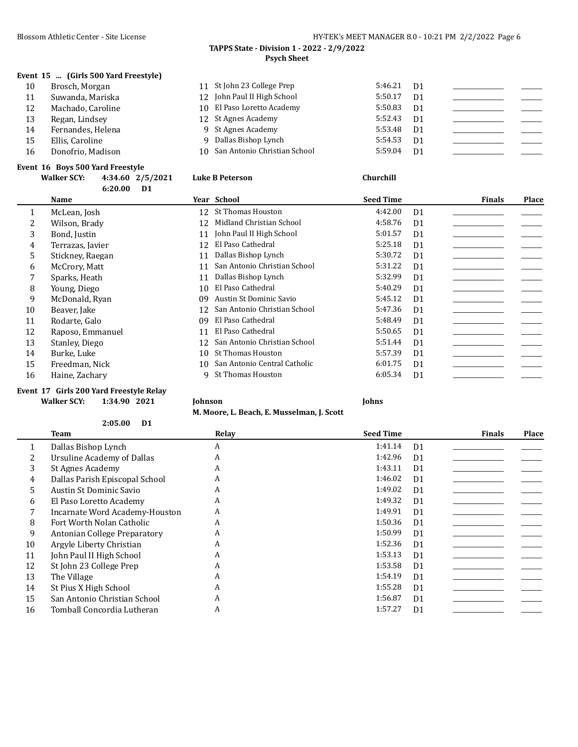**TAPPS State - Division 1 - 2022 - 2/9/2022**

**Psych Sheet**

## Event 15 ... (Girls 500 Yard Freestyle)

| # | Name | Year | School | Seed Time | | Finals | Place |
|---|---|---|---|---|---|---|---|
| 10 | Brosch, Morgan | 11 | St John 23 College Prep | 5:46.21 | D1 | | |
| 11 | Suwanda, Mariska | 12 | John Paul II High School | 5:50.17 | D1 | | |
| 12 | Machado, Caroline | 10 | El Paso Loretto Academy | 5:50.83 | D1 | | |
| 13 | Regan, Lindsey | 12 | St Agnes Academy | 5:52.43 | D1 | | |
| 14 | Fernandes, Helena | 9 | St Agnes Academy | 5:53.48 | D1 | | |
| 15 | Ellis, Caroline | 9 | Dallas Bishop Lynch | 5:54.53 | D1 | | |
| 16 | Donofrio, Madison | 10 | San Antonio Christian School | 5:59.04 | D1 | | |

## Event 16 Boys 500 Yard Freestyle

**Walker SCY:** 4:34.60 2/5/2021 **Luke B Peterson** **Churchill**

6:20.00 D1

| # | Name | Year | School | Seed Time | | Finals | Place |
|---|---|---|---|---|---|---|---|
| 1 | McLean, Josh | 12 | St Thomas Houston | 4:42.00 | D1 | | |
| 2 | Wilson, Brady | 12 | Midland Christian School | 4:58.76 | D1 | | |
| 3 | Bond, Justin | 11 | John Paul II High School | 5:01.57 | D1 | | |
| 4 | Terrazas, Javier | 12 | El Paso Cathedral | 5:25.18 | D1 | | |
| 5 | Stickney, Raegan | 11 | Dallas Bishop Lynch | 5:30.72 | D1 | | |
| 6 | McCrory, Matt | 11 | San Antonio Christian School | 5:31.22 | D1 | | |
| 7 | Sparks, Heath | 11 | Dallas Bishop Lynch | 5:32.99 | D1 | | |
| 8 | Young, Diego | 10 | El Paso Cathedral | 5:40.29 | D1 | | |
| 9 | McDonald, Ryan | 09 | Austin St Dominic Savio | 5:45.12 | D1 | | |
| 10 | Beaver, Jake | 12 | San Antonio Christian School | 5:47.36 | D1 | | |
| 11 | Rodarte, Galo | 09 | El Paso Cathedral | 5:48.49 | D1 | | |
| 12 | Raposo, Emmanuel | 11 | El Paso Cathedral | 5:50.65 | D1 | | |
| 13 | Stanley, Diego | 12 | San Antonio Christian School | 5:51.44 | D1 | | |
| 14 | Burke, Luke | 10 | St Thomas Houston | 5:57.39 | D1 | | |
| 15 | Freedman, Nick | 10 | San Antonio Central Catholic | 6:01.75 | D1 | | |
| 16 | Haine, Zachary | 9 | St Thomas Houston | 6:05.34 | D1 | | |

## Event 17 Girls 200 Yard Freestyle Relay

**Walker SCY:** 1:34.90 2021 **Johnson** **Johns**

**M. Moore, L. Beach, E. Musselman, J. Scott**

2:05.00 D1

| # | Team | Relay | Seed Time | | Finals | Place |
|---|---|---|---|---|---|---|
| 1 | Dallas Bishop Lynch | A | 1:41.14 | D1 | | |
| 2 | Ursuline Academy of Dallas | A | 1:42.96 | D1 | | |
| 3 | St Agnes Academy | A | 1:43.11 | D1 | | |
| 4 | Dallas Parish Episcopal School | A | 1:46.02 | D1 | | |
| 5 | Austin St Dominic Savio | A | 1:49.02 | D1 | | |
| 6 | El Paso Loretto Academy | A | 1:49.32 | D1 | | |
| 7 | Incarnate Word Academy-Houston | A | 1:49.91 | D1 | | |
| 8 | Fort Worth Nolan Catholic | A | 1:50.36 | D1 | | |
| 9 | Antonian College Preparatory | A | 1:50.99 | D1 | | |
| 10 | Argyle Liberty Christian | A | 1:52.36 | D1 | | |
| 11 | John Paul II High School | A | 1:53.13 | D1 | | |
| 12 | St John 23 College Prep | A | 1:53.58 | D1 | | |
| 13 | The Village | A | 1:54.19 | D1 | | |
| 14 | St Pius X High School | A | 1:55.28 | D1 | | |
| 15 | San Antonio Christian School | A | 1:56.87 | D1 | | |
| 16 | Tomball Concordia Lutheran | A | 1:57.27 | D1 | | |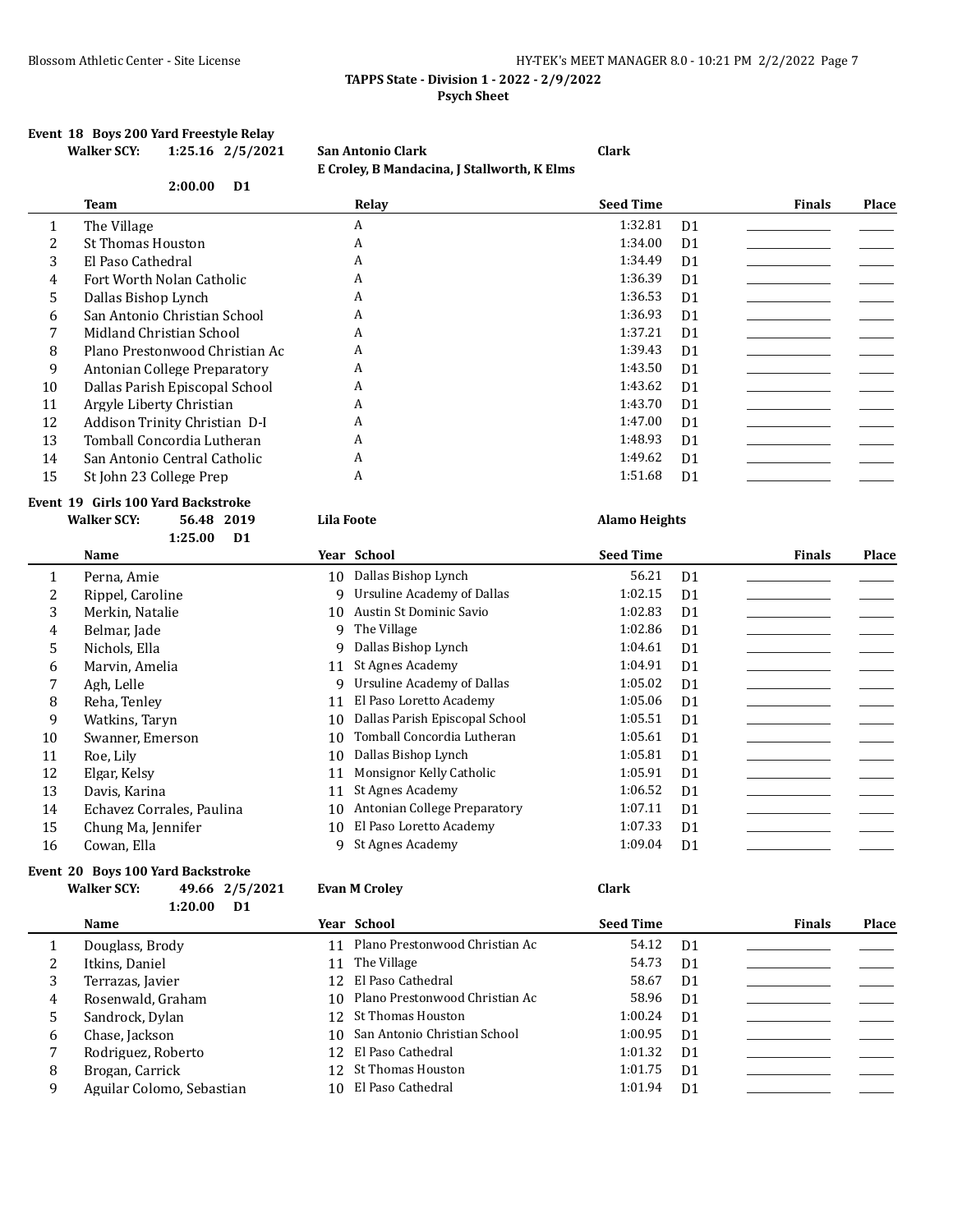**TAPPS State - Division 1 - 2022 - 2/9/2022**
**Psych Sheet**

## Event 18 Boys 200 Yard Freestyle Relay

**Walker SCY:** 1:25.16 2/5/2021 **San Antonio Clark** **Clark**
**E Croley, B Mandacina, J Stallworth, K Elms**
2:00.00 D1

| | Team | Relay | Seed Time | | Finals | Place |
|---|---|---|---|---|---|---|
| 1 | The Village | A | 1:32.81 | D1 | | |
| 2 | St Thomas Houston | A | 1:34.00 | D1 | | |
| 3 | El Paso Cathedral | A | 1:34.49 | D1 | | |
| 4 | Fort Worth Nolan Catholic | A | 1:36.39 | D1 | | |
| 5 | Dallas Bishop Lynch | A | 1:36.53 | D1 | | |
| 6 | San Antonio Christian School | A | 1:36.93 | D1 | | |
| 7 | Midland Christian School | A | 1:37.21 | D1 | | |
| 8 | Plano Prestonwood Christian Ac | A | 1:39.43 | D1 | | |
| 9 | Antonian College Preparatory | A | 1:43.50 | D1 | | |
| 10 | Dallas Parish Episcopal School | A | 1:43.62 | D1 | | |
| 11 | Argyle Liberty Christian | A | 1:43.70 | D1 | | |
| 12 | Addison Trinity Christian D-I | A | 1:47.00 | D1 | | |
| 13 | Tomball Concordia Lutheran | A | 1:48.93 | D1 | | |
| 14 | San Antonio Central Catholic | A | 1:49.62 | D1 | | |
| 15 | St John 23 College Prep | A | 1:51.68 | D1 | | |

## Event 19 Girls 100 Yard Backstroke

**Walker SCY:** 56.48 2019 **Lila Foote** **Alamo Heights**
1:25.00 D1

| | Name | Year | School | Seed Time | | Finals | Place |
|---|---|---|---|---|---|---|---|
| 1 | Perna, Amie | 10 | Dallas Bishop Lynch | 56.21 | D1 | | |
| 2 | Rippel, Caroline | 9 | Ursuline Academy of Dallas | 1:02.15 | D1 | | |
| 3 | Merkin, Natalie | 10 | Austin St Dominic Savio | 1:02.83 | D1 | | |
| 4 | Belmar, Jade | 9 | The Village | 1:02.86 | D1 | | |
| 5 | Nichols, Ella | 9 | Dallas Bishop Lynch | 1:04.61 | D1 | | |
| 6 | Marvin, Amelia | 11 | St Agnes Academy | 1:04.91 | D1 | | |
| 7 | Agh, Lelle | 9 | Ursuline Academy of Dallas | 1:05.02 | D1 | | |
| 8 | Reha, Tenley | 11 | El Paso Loretto Academy | 1:05.06 | D1 | | |
| 9 | Watkins, Taryn | 10 | Dallas Parish Episcopal School | 1:05.51 | D1 | | |
| 10 | Swanner, Emerson | 10 | Tomball Concordia Lutheran | 1:05.61 | D1 | | |
| 11 | Roe, Lily | 10 | Dallas Bishop Lynch | 1:05.81 | D1 | | |
| 12 | Elgar, Kelsy | 11 | Monsignor Kelly Catholic | 1:05.91 | D1 | | |
| 13 | Davis, Karina | 11 | St Agnes Academy | 1:06.52 | D1 | | |
| 14 | Echavez Corrales, Paulina | 10 | Antonian College Preparatory | 1:07.11 | D1 | | |
| 15 | Chung Ma, Jennifer | 10 | El Paso Loretto Academy | 1:07.33 | D1 | | |
| 16 | Cowan, Ella | 9 | St Agnes Academy | 1:09.04 | D1 | | |

## Event 20 Boys 100 Yard Backstroke

**Walker SCY:** 49.66 2/5/2021 **Evan M Croley** **Clark**
1:20.00 D1

| | Name | Year | School | Seed Time | | Finals | Place |
|---|---|---|---|---|---|---|---|
| 1 | Douglass, Brody | 11 | Plano Prestonwood Christian Ac | 54.12 | D1 | | |
| 2 | Itkins, Daniel | 11 | The Village | 54.73 | D1 | | |
| 3 | Terrazas, Javier | 12 | El Paso Cathedral | 58.67 | D1 | | |
| 4 | Rosenwald, Graham | 10 | Plano Prestonwood Christian Ac | 58.96 | D1 | | |
| 5 | Sandrock, Dylan | 12 | St Thomas Houston | 1:00.24 | D1 | | |
| 6 | Chase, Jackson | 10 | San Antonio Christian School | 1:00.95 | D1 | | |
| 7 | Rodriguez, Roberto | 12 | El Paso Cathedral | 1:01.32 | D1 | | |
| 8 | Brogan, Carrick | 12 | St Thomas Houston | 1:01.75 | D1 | | |
| 9 | Aguilar Colomo, Sebastian | 10 | El Paso Cathedral | 1:01.94 | D1 | | |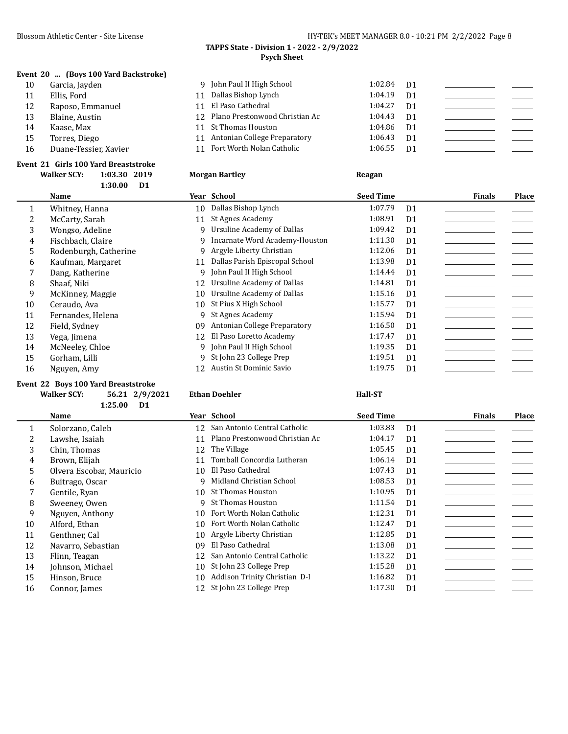**TAPPS State - Division 1 - 2022 - 2/9/2022**

**Psych Sheet**

### Event 20 ... (Boys 100 Yard Backstroke)

| | Name | Year | School | Seed Time | | Finals | Place |
|---|---|---|---|---|---|---|---|
| 10 | Garcia, Jayden | 9 | John Paul II High School | 1:02.84 | D1 | | |
| 11 | Ellis, Ford | 11 | Dallas Bishop Lynch | 1:04.19 | D1 | | |
| 12 | Raposo, Emmanuel | 11 | El Paso Cathedral | 1:04.27 | D1 | | |
| 13 | Blaine, Austin | 12 | Plano Prestonwood Christian Ac | 1:04.43 | D1 | | |
| 14 | Kaase, Max | 11 | St Thomas Houston | 1:04.86 | D1 | | |
| 15 | Torres, Diego | 11 | Antonian College Preparatory | 1:06.43 | D1 | | |
| 16 | Duane-Tessier, Xavier | 11 | Fort Worth Nolan Catholic | 1:06.55 | D1 | | |

### Event 21 Girls 100 Yard Breaststroke

**Walker SCY:** **1:03.30 2019** **Morgan Bartley** **Reagan**

**1:30.00 D1**

| | Name | Year | School | Seed Time | | Finals | Place |
|---|---|---|---|---|---|---|---|
| 1 | Whitney, Hanna | 10 | Dallas Bishop Lynch | 1:07.79 | D1 | | |
| 2 | McCarty, Sarah | 11 | St Agnes Academy | 1:08.91 | D1 | | |
| 3 | Wongso, Adeline | 9 | Ursuline Academy of Dallas | 1:09.42 | D1 | | |
| 4 | Fischbach, Claire | 9 | Incarnate Word Academy-Houston | 1:11.30 | D1 | | |
| 5 | Rodenburgh, Catherine | 9 | Argyle Liberty Christian | 1:12.06 | D1 | | |
| 6 | Kaufman, Margaret | 11 | Dallas Parish Episcopal School | 1:13.98 | D1 | | |
| 7 | Dang, Katherine | 9 | John Paul II High School | 1:14.44 | D1 | | |
| 8 | Shaaf, Niki | 12 | Ursuline Academy of Dallas | 1:14.81 | D1 | | |
| 9 | McKinney, Maggie | 10 | Ursuline Academy of Dallas | 1:15.16 | D1 | | |
| 10 | Ceraudo, Ava | 10 | St Pius X High School | 1:15.77 | D1 | | |
| 11 | Fernandes, Helena | 9 | St Agnes Academy | 1:15.94 | D1 | | |
| 12 | Field, Sydney | 09 | Antonian College Preparatory | 1:16.50 | D1 | | |
| 13 | Vega, Jimena | 12 | El Paso Loretto Academy | 1:17.47 | D1 | | |
| 14 | McNeeley, Chloe | 9 | John Paul II High School | 1:19.35 | D1 | | |
| 15 | Gorham, Lilli | 9 | St John 23 College Prep | 1:19.51 | D1 | | |
| 16 | Nguyen, Amy | 12 | Austin St Dominic Savio | 1:19.75 | D1 | | |

### Event 22 Boys 100 Yard Breaststroke

**Walker SCY:** **56.21 2/9/2021** **Ethan Doehler** **Hall-ST**

**1:25.00 D1**

| | Name | Year | School | Seed Time | | Finals | Place |
|---|---|---|---|---|---|---|---|
| 1 | Solorzano, Caleb | 12 | San Antonio Central Catholic | 1:03.83 | D1 | | |
| 2 | Lawshe, Isaiah | 11 | Plano Prestonwood Christian Ac | 1:04.17 | D1 | | |
| 3 | Chin, Thomas | 12 | The Village | 1:05.45 | D1 | | |
| 4 | Brown, Elijah | 11 | Tomball Concordia Lutheran | 1:06.14 | D1 | | |
| 5 | Olvera Escobar, Mauricio | 10 | El Paso Cathedral | 1:07.43 | D1 | | |
| 6 | Buitrago, Oscar | 9 | Midland Christian School | 1:08.53 | D1 | | |
| 7 | Gentile, Ryan | 10 | St Thomas Houston | 1:10.95 | D1 | | |
| 8 | Sweeney, Owen | 9 | St Thomas Houston | 1:11.54 | D1 | | |
| 9 | Nguyen, Anthony | 10 | Fort Worth Nolan Catholic | 1:12.31 | D1 | | |
| 10 | Alford, Ethan | 10 | Fort Worth Nolan Catholic | 1:12.47 | D1 | | |
| 11 | Genthner, Cal | 10 | Argyle Liberty Christian | 1:12.85 | D1 | | |
| 12 | Navarro, Sebastian | 09 | El Paso Cathedral | 1:13.08 | D1 | | |
| 13 | Flinn, Teagan | 12 | San Antonio Central Catholic | 1:13.22 | D1 | | |
| 14 | Johnson, Michael | 10 | St John 23 College Prep | 1:15.28 | D1 | | |
| 15 | Hinson, Bruce | 10 | Addison Trinity Christian D-I | 1:16.82 | D1 | | |
| 16 | Connor, James | 12 | St John 23 College Prep | 1:17.30 | D1 | | |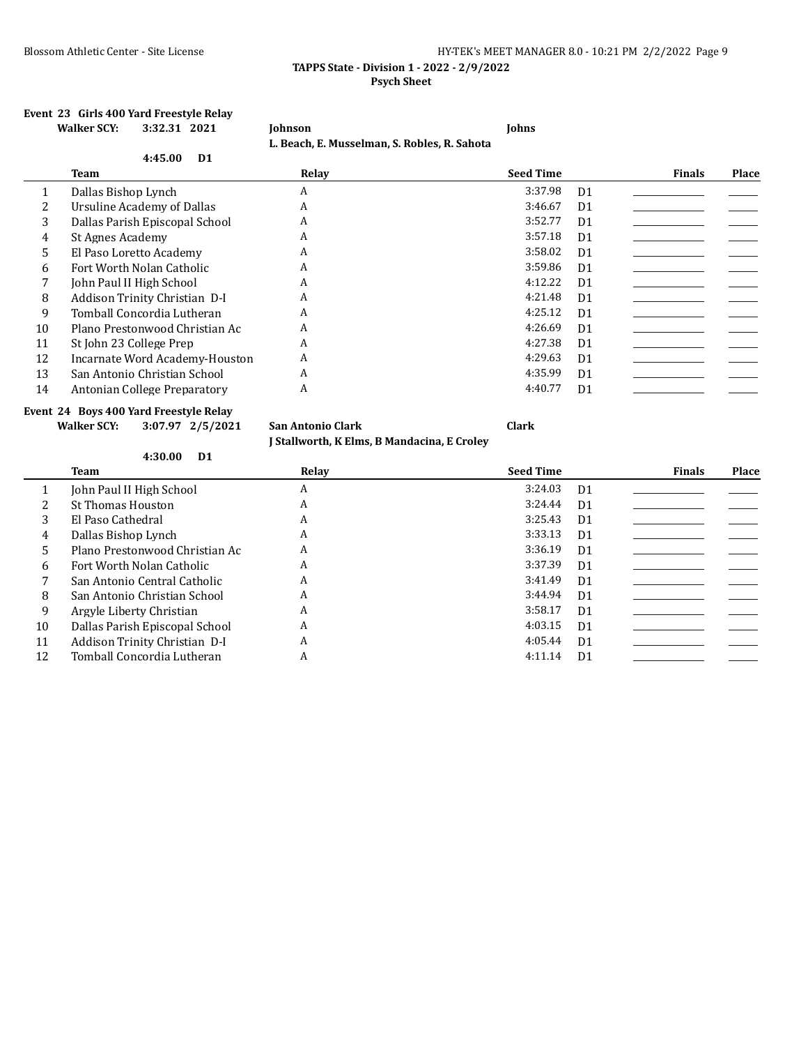**TAPPS State - Division 1 - 2022 - 2/9/2022**

**Psych Sheet**

## Event 23 Girls 400 Yard Freestyle Relay

**Walker SCY:** 3:32.31 2021 — **Johnson** — **Johns**

L. Beach, E. Musselman, S. Robles, R. Sahota

4:45.00 D1

| | Team | Relay | Seed Time | | Finals | Place |
|---|---|---|---|---|---|---|
| 1 | Dallas Bishop Lynch | A | 3:37.98 | D1 | | |
| 2 | Ursuline Academy of Dallas | A | 3:46.67 | D1 | | |
| 3 | Dallas Parish Episcopal School | A | 3:52.77 | D1 | | |
| 4 | St Agnes Academy | A | 3:57.18 | D1 | | |
| 5 | El Paso Loretto Academy | A | 3:58.02 | D1 | | |
| 6 | Fort Worth Nolan Catholic | A | 3:59.86 | D1 | | |
| 7 | John Paul II High School | A | 4:12.22 | D1 | | |
| 8 | Addison Trinity Christian D-I | A | 4:21.48 | D1 | | |
| 9 | Tomball Concordia Lutheran | A | 4:25.12 | D1 | | |
| 10 | Plano Prestonwood Christian Ac | A | 4:26.69 | D1 | | |
| 11 | St John 23 College Prep | A | 4:27.38 | D1 | | |
| 12 | Incarnate Word Academy-Houston | A | 4:29.63 | D1 | | |
| 13 | San Antonio Christian School | A | 4:35.99 | D1 | | |
| 14 | Antonian College Preparatory | A | 4:40.77 | D1 | | |

## Event 24 Boys 400 Yard Freestyle Relay

**Walker SCY:** 3:07.97 2/5/2021 — **San Antonio Clark** — **Clark**

J Stallworth, K Elms, B Mandacina, E Croley

4:30.00 D1

| | Team | Relay | Seed Time | | Finals | Place |
|---|---|---|---|---|---|---|
| 1 | John Paul II High School | A | 3:24.03 | D1 | | |
| 2 | St Thomas Houston | A | 3:24.44 | D1 | | |
| 3 | El Paso Cathedral | A | 3:25.43 | D1 | | |
| 4 | Dallas Bishop Lynch | A | 3:33.13 | D1 | | |
| 5 | Plano Prestonwood Christian Ac | A | 3:36.19 | D1 | | |
| 6 | Fort Worth Nolan Catholic | A | 3:37.39 | D1 | | |
| 7 | San Antonio Central Catholic | A | 3:41.49 | D1 | | |
| 8 | San Antonio Christian School | A | 3:44.94 | D1 | | |
| 9 | Argyle Liberty Christian | A | 3:58.17 | D1 | | |
| 10 | Dallas Parish Episcopal School | A | 4:03.15 | D1 | | |
| 11 | Addison Trinity Christian D-I | A | 4:05.44 | D1 | | |
| 12 | Tomball Concordia Lutheran | A | 4:11.14 | D1 | | |